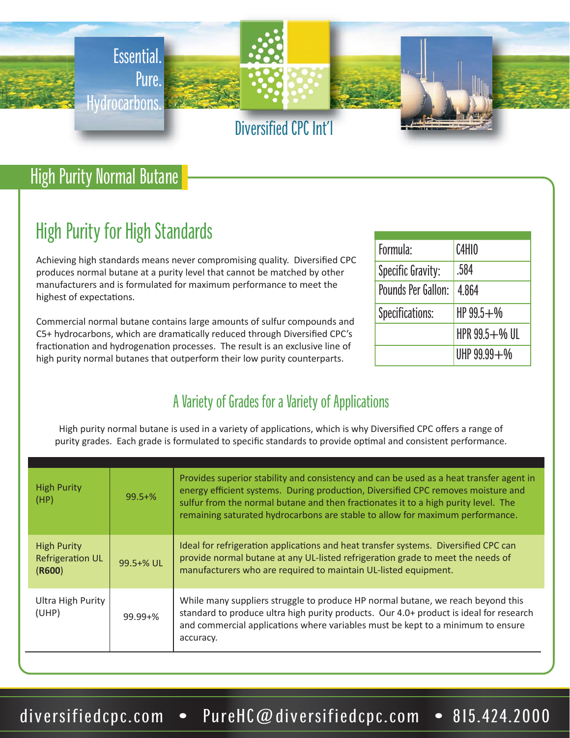Essential. Pure. Hydrocarbons.

Diversified CPC Int'l

# High Purity Normal Butane

## High Purity for High Standards

Achieving high standards means never compromising quality. Diversified CPC produces normal butane at a purity level that cannot be matched by other manufacturers and is formulated for maximum performance to meet the highest of expectations.

Commercial normal butane contains large amounts of sulfur compounds and C5+ hydrocarbons, which are dramatically reduced through Diversified CPC's fractionation and hydrogenation processes. The result is an exclusive line of high purity normal butanes that outperform their low purity counterparts.

| | |
|---|---|
| Formula: | $C_4H_{10}$ |
| Specific Gravity: | .584 |
| Pounds Per Gallon: | 4.864 |
| Specifications: | HP 99.5+% |
| | HPR 99.5+% UL |
| | UHP 99.99+% |

## A Variety of Grades for a Variety of Applications

High purity normal butane is used in a variety of applications, which is why Diversified CPC offers a range of purity grades. Each grade is formulated to specific standards to provide optimal and consistent performance.

| | | |
|---|---|---|
| High Purity (HP) | 99.5+% | Provides superior stability and consistency and can be used as a heat transfer agent in energy efficient systems. During production, Diversified CPC removes moisture and sulfur from the normal butane and then fractionates it to a high purity level. The remaining saturated hydrocarbons are stable to allow for maximum performance. |
| High Purity Refrigeration UL (**R600**) | 99.5+% UL | Ideal for refrigeration applications and heat transfer systems. Diversified CPC can provide normal butane at any UL-listed refrigeration grade to meet the needs of manufacturers who are required to maintain UL-listed equipment. |
| Ultra High Purity (UHP) | 99.99+% | While many suppliers struggle to produce HP normal butane, we reach beyond this standard to produce ultra high purity products. Our 4.0+ product is ideal for research and commercial applications where variables must be kept to a minimum to ensure accuracy. |

diversifiedcpc.com • PureHC@diversifiedcpc.com • 815.424.2000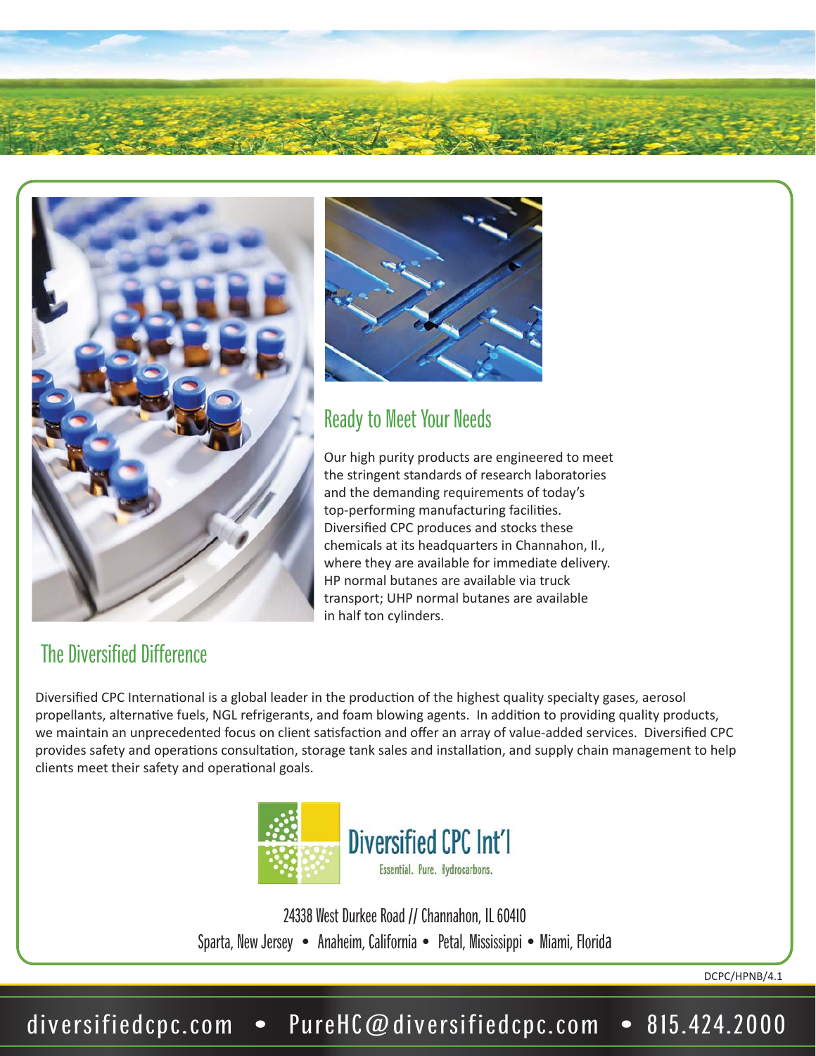## Ready to Meet Your Needs

Our high purity products are engineered to meet the stringent standards of research laboratories and the demanding requirements of today's top-performing manufacturing facilities. Diversified CPC produces and stocks these chemicals at its headquarters in Channahon, Il., where they are available for immediate delivery. HP normal butanes are available via truck transport; UHP normal butanes are available in half ton cylinders.

## The Diversified Difference

Diversified CPC International is a global leader in the production of the highest quality specialty gases, aerosol propellants, alternative fuels, NGL refrigerants, and foam blowing agents. In addition to providing quality products, we maintain an unprecedented focus on client satisfaction and offer an array of value-added services. Diversified CPC provides safety and operations consultation, storage tank sales and installation, and supply chain management to help clients meet their safety and operational goals.

Diversified CPC Int'l

Essential. Pure. Hydrocarbons.

24338 West Durkee Road // Channahon, IL 60410

Sparta, New Jersey • Anaheim, California • Petal, Mississippi • Miami, Florida

DCPC/HPNB/4.1

diversifiedcpc.com • PureHC@diversifiedcpc.com • 815.424.2000